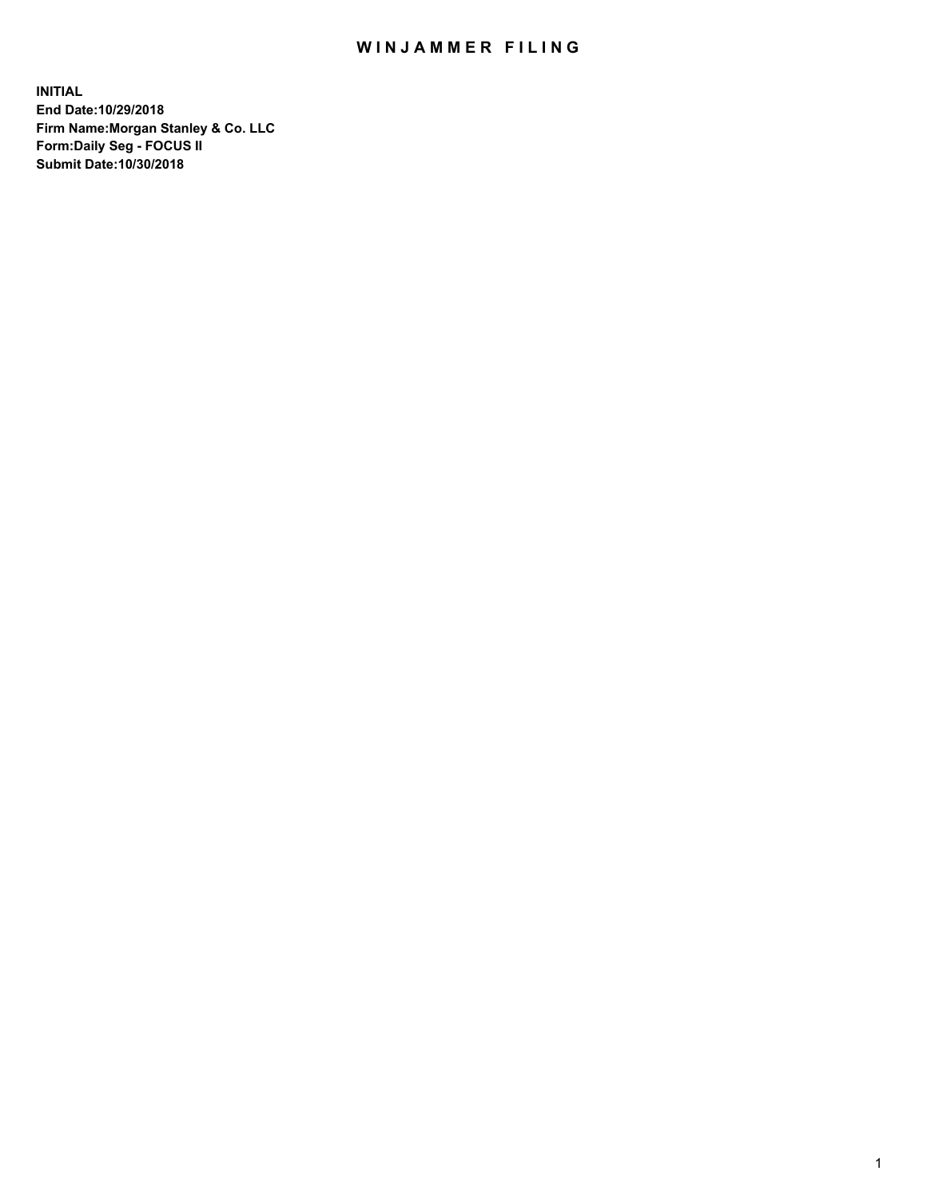# WINJAMMER FILING

**INITIAL**
**End Date:10/29/2018**
**Firm Name:Morgan Stanley & Co. LLC**
**Form:Daily Seg - FOCUS II**
**Submit Date:10/30/2018**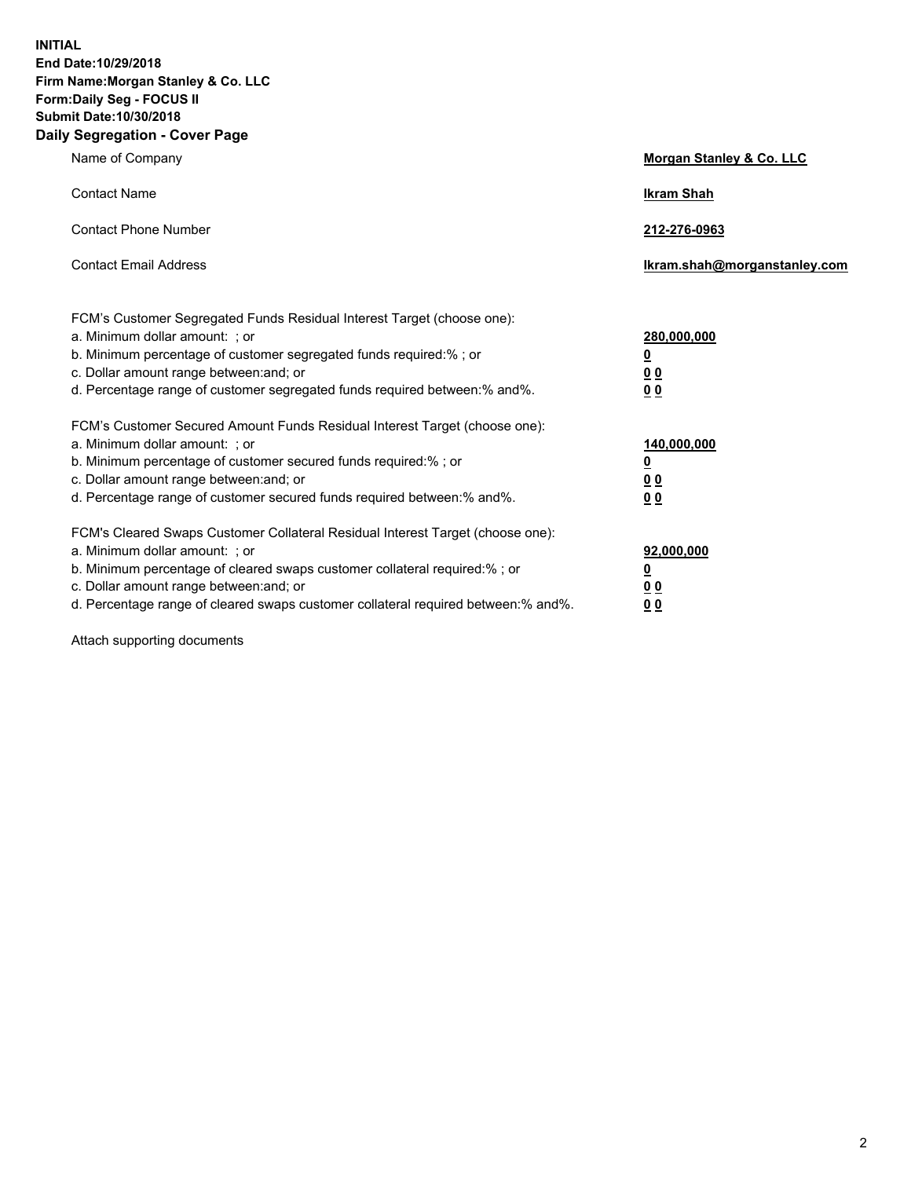**INITIAL**
**End Date:10/29/2018**
**Firm Name:Morgan Stanley & Co. LLC**
**Form:Daily Seg - FOCUS II**
**Submit Date:10/30/2018**

## Daily Segregation - Cover Page

| | |
|---|---|
| Name of Company | **Morgan Stanley & Co. LLC** |
| Contact Name | **Ikram Shah** |
| Contact Phone Number | **212-276-0963** |
| Contact Email Address | **Ikram.shah@morganstanley.com** |

| | |
|---|---|
| FCM's Customer Segregated Funds Residual Interest Target (choose one): | |
| a. Minimum dollar amount: ; or | **280,000,000** |
| b. Minimum percentage of customer segregated funds required:% ; or | **0** |
| c. Dollar amount range between:and; or | **0 0** |
| d. Percentage range of customer segregated funds required between:% and%. | **0 0** |
| FCM's Customer Secured Amount Funds Residual Interest Target (choose one): | |
| a. Minimum dollar amount: ; or | **140,000,000** |
| b. Minimum percentage of customer secured funds required:% ; or | **0** |
| c. Dollar amount range between:and; or | **0 0** |
| d. Percentage range of customer secured funds required between:% and%. | **0 0** |
| FCM's Cleared Swaps Customer Collateral Residual Interest Target (choose one): | |
| a. Minimum dollar amount: ; or | **92,000,000** |
| b. Minimum percentage of cleared swaps customer collateral required:% ; or | **0** |
| c. Dollar amount range between:and; or | **0 0** |
| d. Percentage range of cleared swaps customer collateral required between:% and%. | **0 0** |

Attach supporting documents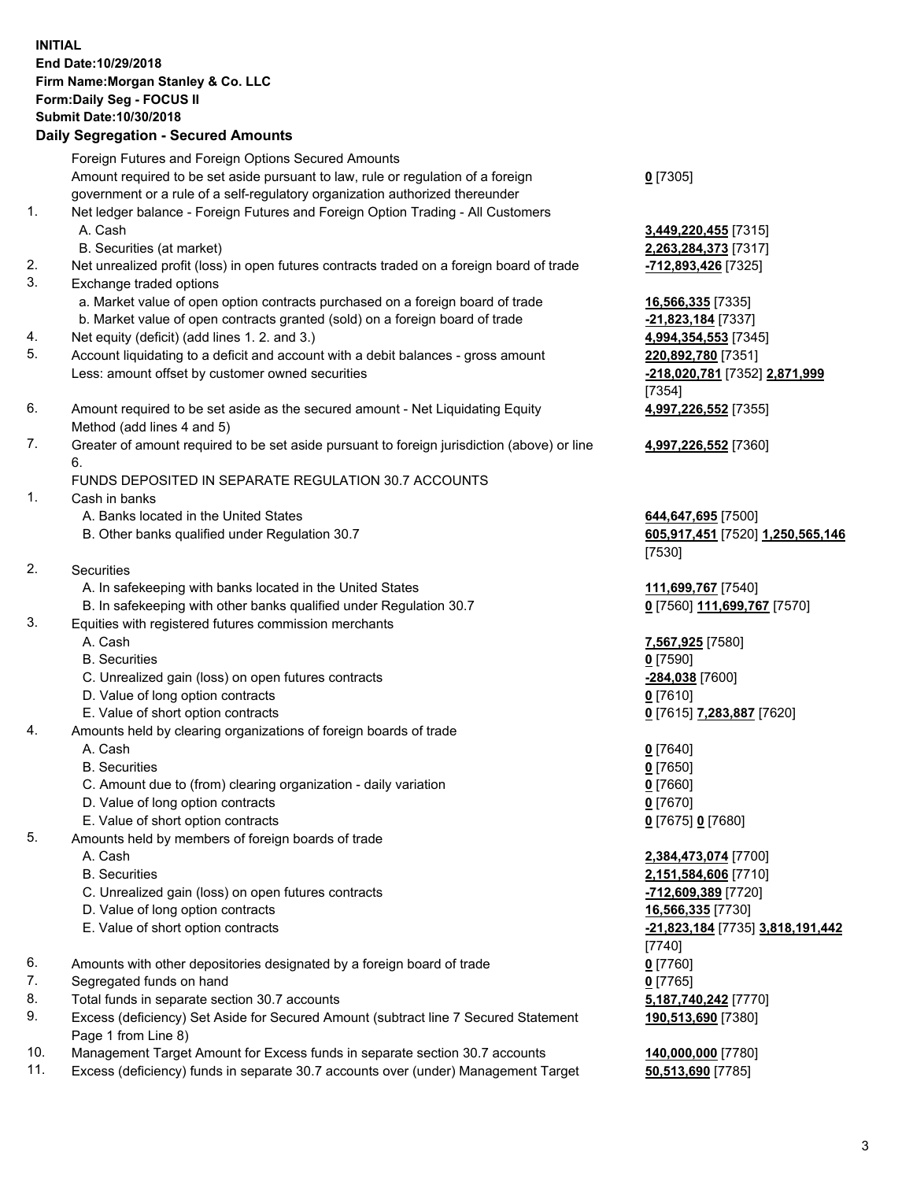**INITIAL**
**End Date:10/29/2018**
**Firm Name:Morgan Stanley & Co. LLC**
**Form:Daily Seg - FOCUS II**
**Submit Date:10/30/2018**

## Daily Segregation - Secured Amounts

| | | |
|---|---|---|
| | Foreign Futures and Foreign Options Secured Amounts | |
| | Amount required to be set aside pursuant to law, rule or regulation of a foreign government or a rule of a self-regulatory organization authorized thereunder | **0** [7305] |
| 1. | Net ledger balance - Foreign Futures and Foreign Option Trading - All Customers | |
| | A. Cash | **3,449,220,455** [7315] |
| | B. Securities (at market) | **2,263,284,373** [7317] |
| 2. | Net unrealized profit (loss) in open futures contracts traded on a foreign board of trade | **-712,893,426** [7325] |
| 3. | Exchange traded options | |
| | a. Market value of open option contracts purchased on a foreign board of trade | **16,566,335** [7335] |
| | b. Market value of open contracts granted (sold) on a foreign board of trade | **-21,823,184** [7337] |
| 4. | Net equity (deficit) (add lines 1. 2. and 3.) | **4,994,354,553** [7345] |
| 5. | Account liquidating to a deficit and account with a debit balances - gross amount | **220,892,780** [7351] |
| | Less: amount offset by customer owned securities | **-218,020,781** [7352] **2,871,999** [7354] |
| 6. | Amount required to be set aside as the secured amount - Net Liquidating Equity Method (add lines 4 and 5) | **4,997,226,552** [7355] |
| 7. | Greater of amount required to be set aside pursuant to foreign jurisdiction (above) or line 6. | **4,997,226,552** [7360] |
| | FUNDS DEPOSITED IN SEPARATE REGULATION 30.7 ACCOUNTS | |
| 1. | Cash in banks | |
| | A. Banks located in the United States | **644,647,695** [7500] |
| | B. Other banks qualified under Regulation 30.7 | **605,917,451** [7520] **1,250,565,146** [7530] |
| 2. | Securities | |
| | A. In safekeeping with banks located in the United States | **111,699,767** [7540] |
| | B. In safekeeping with other banks qualified under Regulation 30.7 | **0** [7560] **111,699,767** [7570] |
| 3. | Equities with registered futures commission merchants | |
| | A. Cash | **7,567,925** [7580] |
| | B. Securities | **0** [7590] |
| | C. Unrealized gain (loss) on open futures contracts | **-284,038** [7600] |
| | D. Value of long option contracts | **0** [7610] |
| | E. Value of short option contracts | **0** [7615] **7,283,887** [7620] |
| 4. | Amounts held by clearing organizations of foreign boards of trade | |
| | A. Cash | **0** [7640] |
| | B. Securities | **0** [7650] |
| | C. Amount due to (from) clearing organization - daily variation | **0** [7660] |
| | D. Value of long option contracts | **0** [7670] |
| | E. Value of short option contracts | **0** [7675] **0** [7680] |
| 5. | Amounts held by members of foreign boards of trade | |
| | A. Cash | **2,384,473,074** [7700] |
| | B. Securities | **2,151,584,606** [7710] |
| | C. Unrealized gain (loss) on open futures contracts | **-712,609,389** [7720] |
| | D. Value of long option contracts | **16,566,335** [7730] |
| | E. Value of short option contracts | **-21,823,184** [7735] **3,818,191,442** [7740] |
| 6. | Amounts with other depositories designated by a foreign board of trade | **0** [7760] |
| 7. | Segregated funds on hand | **0** [7765] |
| 8. | Total funds in separate section 30.7 accounts | **5,187,740,242** [7770] |
| 9. | Excess (deficiency) Set Aside for Secured Amount (subtract line 7 Secured Statement Page 1 from Line 8) | **190,513,690** [7380] |
| 10. | Management Target Amount for Excess funds in separate section 30.7 accounts | **140,000,000** [7780] |
| 11. | Excess (deficiency) funds in separate 30.7 accounts over (under) Management Target | **50,513,690** [7785] |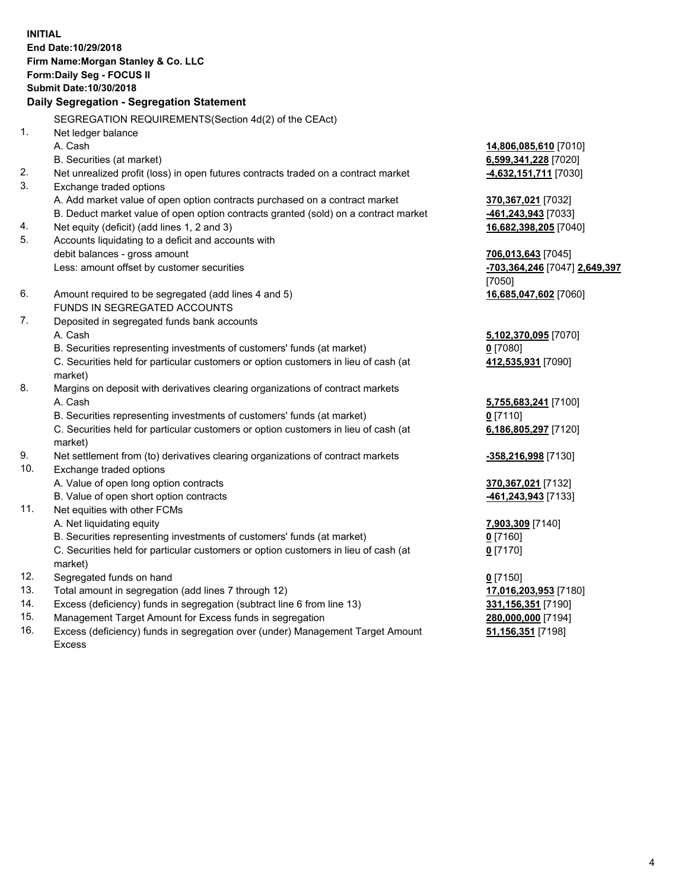**INITIAL**
**End Date:10/29/2018**
**Firm Name:Morgan Stanley & Co. LLC**
**Form:Daily Seg - FOCUS II**
**Submit Date:10/30/2018**

**Daily Segregation - Segregation Statement**

| | | |
|---|---|---|
| | SEGREGATION REQUIREMENTS(Section 4d(2) of the CEAct) | |
| 1. | Net ledger balance | |
| | A. Cash | **14,806,085,610** [7010] |
| | B. Securities (at market) | **6,599,341,228** [7020] |
| 2. | Net unrealized profit (loss) in open futures contracts traded on a contract market | **-4,632,151,711** [7030] |
| 3. | Exchange traded options | |
| | A. Add market value of open option contracts purchased on a contract market | **370,367,021** [7032] |
| | B. Deduct market value of open option contracts granted (sold) on a contract market | **-461,243,943** [7033] |
| 4. | Net equity (deficit) (add lines 1, 2 and 3) | **16,682,398,205** [7040] |
| 5. | Accounts liquidating to a deficit and accounts with debit balances - gross amount | **706,013,643** [7045] |
| | Less: amount offset by customer securities | **-703,364,246** [7047] **2,649,397** [7050] |
| 6. | Amount required to be segregated (add lines 4 and 5) | **16,685,047,602** [7060] |
| | FUNDS IN SEGREGATED ACCOUNTS | |
| 7. | Deposited in segregated funds bank accounts | |
| | A. Cash | **5,102,370,095** [7070] |
| | B. Securities representing investments of customers' funds (at market) | **0** [7080] |
| | C. Securities held for particular customers or option customers in lieu of cash (at market) | **412,535,931** [7090] |
| 8. | Margins on deposit with derivatives clearing organizations of contract markets | |
| | A. Cash | **5,755,683,241** [7100] |
| | B. Securities representing investments of customers' funds (at market) | **0** [7110] |
| | C. Securities held for particular customers or option customers in lieu of cash (at market) | **6,186,805,297** [7120] |
| 9. | Net settlement from (to) derivatives clearing organizations of contract markets | **-358,216,998** [7130] |
| 10. | Exchange traded options | |
| | A. Value of open long option contracts | **370,367,021** [7132] |
| | B. Value of open short option contracts | **-461,243,943** [7133] |
| 11. | Net equities with other FCMs | |
| | A. Net liquidating equity | **7,903,309** [7140] |
| | B. Securities representing investments of customers' funds (at market) | **0** [7160] |
| | C. Securities held for particular customers or option customers in lieu of cash (at market) | **0** [7170] |
| 12. | Segregated funds on hand | **0** [7150] |
| 13. | Total amount in segregation (add lines 7 through 12) | **17,016,203,953** [7180] |
| 14. | Excess (deficiency) funds in segregation (subtract line 6 from line 13) | **331,156,351** [7190] |
| 15. | Management Target Amount for Excess funds in segregation | **280,000,000** [7194] |
| 16. | Excess (deficiency) funds in segregation over (under) Management Target Amount Excess | **51,156,351** [7198] |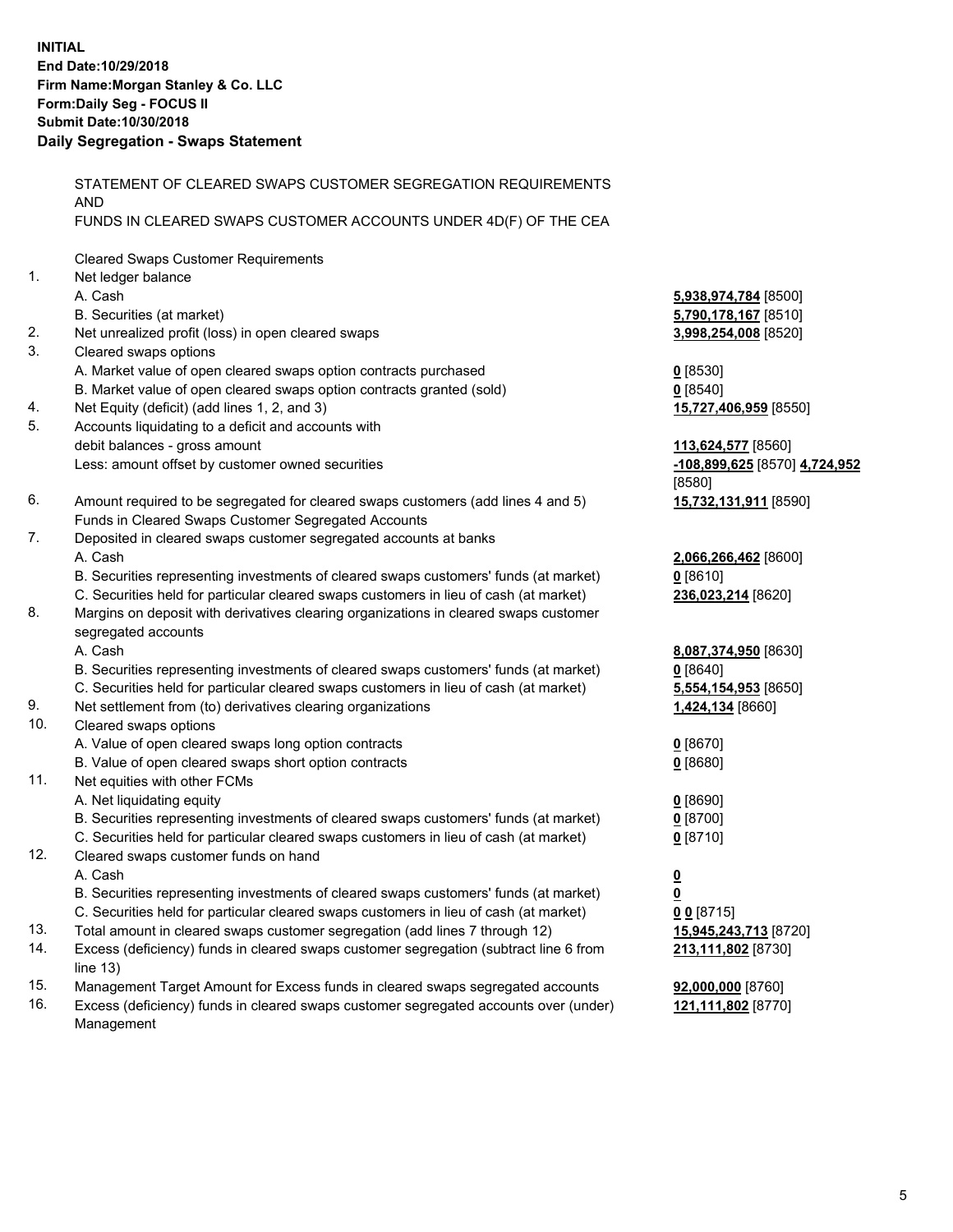**INITIAL**
**End Date:10/29/2018**
**Firm Name:Morgan Stanley & Co. LLC**
**Form:Daily Seg - FOCUS II**
**Submit Date:10/30/2018**
**Daily Segregation - Swaps Statement**

STATEMENT OF CLEARED SWAPS CUSTOMER SEGREGATION REQUIREMENTS AND FUNDS IN CLEARED SWAPS CUSTOMER ACCOUNTS UNDER 4D(F) OF THE CEA

| | | |
|---|---|---|
| | Cleared Swaps Customer Requirements | |
| 1. | Net ledger balance | |
| | A. Cash | **5,938,974,784** [8500] |
| | B. Securities (at market) | **5,790,178,167** [8510] |
| 2. | Net unrealized profit (loss) in open cleared swaps | **3,998,254,008** [8520] |
| 3. | Cleared swaps options | |
| | A. Market value of open cleared swaps option contracts purchased | **0** [8530] |
| | B. Market value of open cleared swaps option contracts granted (sold) | **0** [8540] |
| 4. | Net Equity (deficit) (add lines 1, 2, and 3) | **15,727,406,959** [8550] |
| 5. | Accounts liquidating to a deficit and accounts with debit balances - gross amount | **113,624,577** [8560] |
| | Less: amount offset by customer owned securities | **-108,899,625** [8570] **4,724,952** [8580] |
| 6. | Amount required to be segregated for cleared swaps customers (add lines 4 and 5) | **15,732,131,911** [8590] |
| | Funds in Cleared Swaps Customer Segregated Accounts | |
| 7. | Deposited in cleared swaps customer segregated accounts at banks | |
| | A. Cash | **2,066,266,462** [8600] |
| | B. Securities representing investments of cleared swaps customers' funds (at market) | **0** [8610] |
| | C. Securities held for particular cleared swaps customers in lieu of cash (at market) | **236,023,214** [8620] |
| 8. | Margins on deposit with derivatives clearing organizations in cleared swaps customer segregated accounts | |
| | A. Cash | **8,087,374,950** [8630] |
| | B. Securities representing investments of cleared swaps customers' funds (at market) | **0** [8640] |
| | C. Securities held for particular cleared swaps customers in lieu of cash (at market) | **5,554,154,953** [8650] |
| 9. | Net settlement from (to) derivatives clearing organizations | **1,424,134** [8660] |
| 10. | Cleared swaps options | |
| | A. Value of open cleared swaps long option contracts | **0** [8670] |
| | B. Value of open cleared swaps short option contracts | **0** [8680] |
| 11. | Net equities with other FCMs | |
| | A. Net liquidating equity | **0** [8690] |
| | B. Securities representing investments of cleared swaps customers' funds (at market) | **0** [8700] |
| | C. Securities held for particular cleared swaps customers in lieu of cash (at market) | **0** [8710] |
| 12. | Cleared swaps customer funds on hand | |
| | A. Cash | **0** |
| | B. Securities representing investments of cleared swaps customers' funds (at market) | **0** |
| | C. Securities held for particular cleared swaps customers in lieu of cash (at market) | **0** **0** [8715] |
| 13. | Total amount in cleared swaps customer segregation (add lines 7 through 12) | **15,945,243,713** [8720] |
| 14. | Excess (deficiency) funds in cleared swaps customer segregation (subtract line 6 from line 13) | **213,111,802** [8730] |
| 15. | Management Target Amount for Excess funds in cleared swaps segregated accounts | **92,000,000** [8760] |
| 16. | Excess (deficiency) funds in cleared swaps customer segregated accounts over (under) Management | **121,111,802** [8770] |